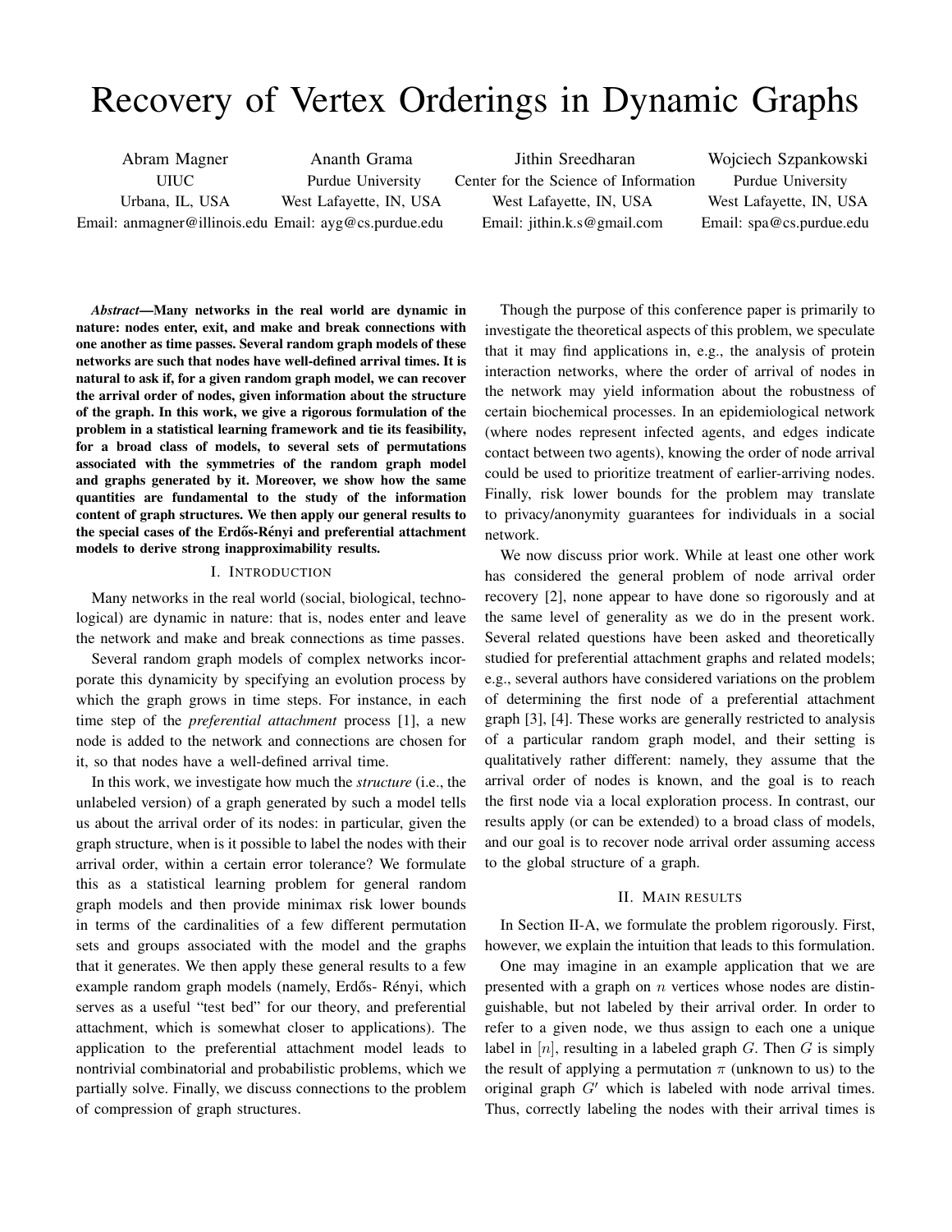# Recovery of Vertex Orderings in Dynamic Graphs

Abram Magner
UIUC
Urbana, IL, USA
Email: anmagner@illinois.edu

Ananth Grama
Purdue University
West Lafayette, IN, USA
Email: ayg@cs.purdue.edu

Jithin Sreedharan
Center for the Science of Information
West Lafayette, IN, USA
Email: jithin.k.s@gmail.com

Wojciech Szpankowski
Purdue University
West Lafayette, IN, USA
Email: spa@cs.purdue.edu

***Abstract*—Many networks in the real world are dynamic in nature: nodes enter, exit, and make and break connections with one another as time passes. Several random graph models of these networks are such that nodes have well-defined arrival times. It is natural to ask if, for a given random graph model, we can recover the arrival order of nodes, given information about the structure of the graph. In this work, we give a rigorous formulation of the problem in a statistical learning framework and tie its feasibility, for a broad class of models, to several sets of permutations associated with the symmetries of the random graph model and graphs generated by it. Moreover, we show how the same quantities are fundamental to the study of the information content of graph structures. We then apply our general results to the special cases of the Erdős-Rényi and preferential attachment models to derive strong inapproximability results.**

## I. Introduction

Many networks in the real world (social, biological, technological) are dynamic in nature: that is, nodes enter and leave the network and make and break connections as time passes.

Several random graph models of complex networks incorporate this dynamicity by specifying an evolution process by which the graph grows in time steps. For instance, in each time step of the *preferential attachment* process [1], a new node is added to the network and connections are chosen for it, so that nodes have a well-defined arrival time.

In this work, we investigate how much the *structure* (i.e., the unlabeled version) of a graph generated by such a model tells us about the arrival order of its nodes: in particular, given the graph structure, when is it possible to label the nodes with their arrival order, within a certain error tolerance? We formulate this as a statistical learning problem for general random graph models and then provide minimax risk lower bounds in terms of the cardinalities of a few different permutation sets and groups associated with the model and the graphs that it generates. We then apply these general results to a few example random graph models (namely, Erdős- Rényi, which serves as a useful "test bed" for our theory, and preferential attachment, which is somewhat closer to applications). The application to the preferential attachment model leads to nontrivial combinatorial and probabilistic problems, which we partially solve. Finally, we discuss connections to the problem of compression of graph structures.

Though the purpose of this conference paper is primarily to investigate the theoretical aspects of this problem, we speculate that it may find applications in, e.g., the analysis of protein interaction networks, where the order of arrival of nodes in the network may yield information about the robustness of certain biochemical processes. In an epidemiological network (where nodes represent infected agents, and edges indicate contact between two agents), knowing the order of node arrival could be used to prioritize treatment of earlier-arriving nodes. Finally, risk lower bounds for the problem may translate to privacy/anonymity guarantees for individuals in a social network.

We now discuss prior work. While at least one other work has considered the general problem of node arrival order recovery [2], none appear to have done so rigorously and at the same level of generality as we do in the present work. Several related questions have been asked and theoretically studied for preferential attachment graphs and related models; e.g., several authors have considered variations on the problem of determining the first node of a preferential attachment graph [3], [4]. These works are generally restricted to analysis of a particular random graph model, and their setting is qualitatively rather different: namely, they assume that the arrival order of nodes is known, and the goal is to reach the first node via a local exploration process. In contrast, our results apply (or can be extended) to a broad class of models, and our goal is to recover node arrival order assuming access to the global structure of a graph.

## II. Main results

In Section II-A, we formulate the problem rigorously. First, however, we explain the intuition that leads to this formulation.

One may imagine in an example application that we are presented with a graph on $n$ vertices whose nodes are distinguishable, but not labeled by their arrival order. In order to refer to a given node, we thus assign to each one a unique label in $[n]$, resulting in a labeled graph $G$. Then $G$ is simply the result of applying a permutation $\pi$ (unknown to us) to the original graph $G'$ which is labeled with node arrival times. Thus, correctly labeling the nodes with their arrival times is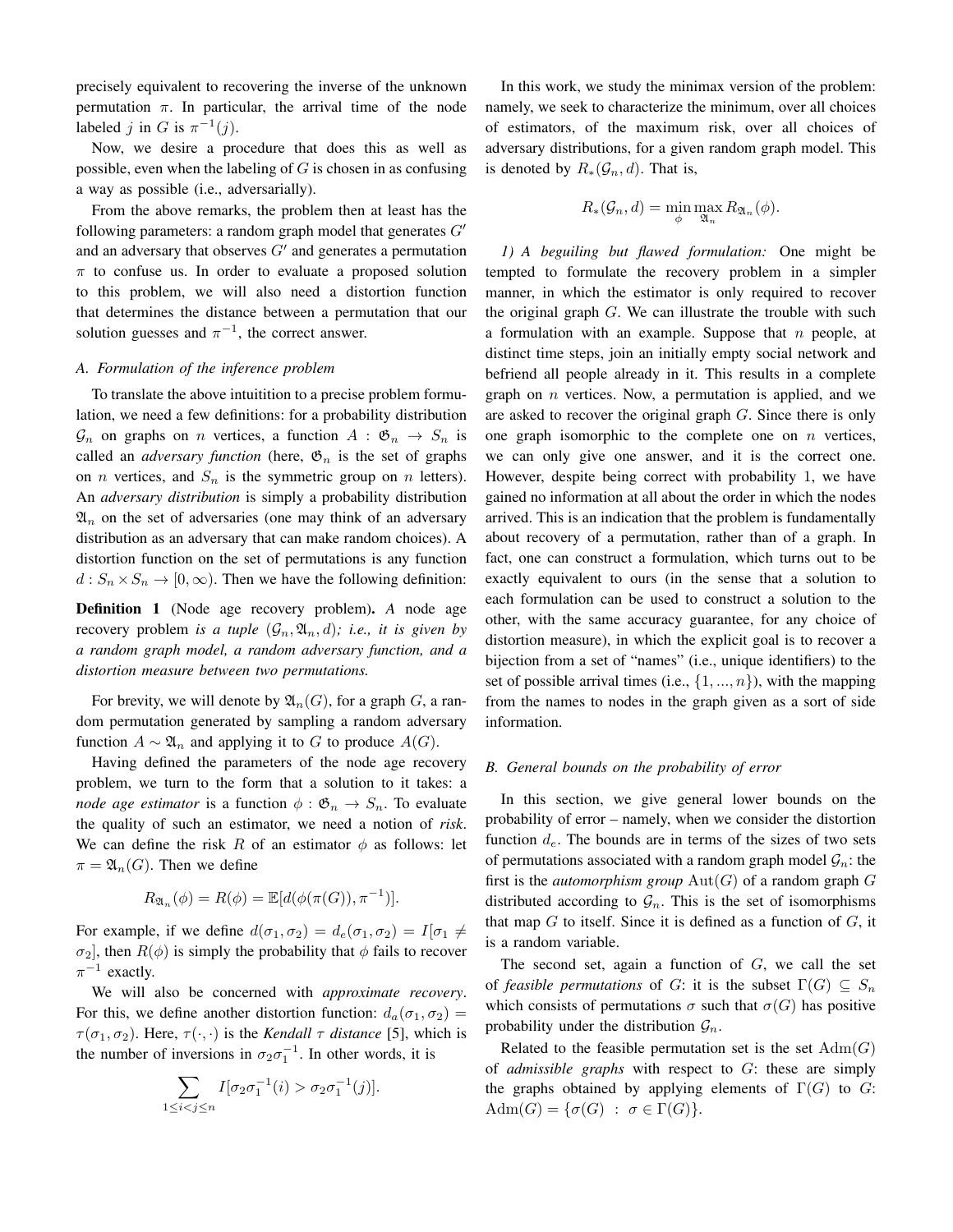precisely equivalent to recovering the inverse of the unknown permutation $\pi$. In particular, the arrival time of the node labeled $j$ in $G$ is $\pi^{-1}(j)$.

Now, we desire a procedure that does this as well as possible, even when the labeling of $G$ is chosen in as confusing a way as possible (i.e., adversarially).

From the above remarks, the problem then at least has the following parameters: a random graph model that generates $G'$ and an adversary that observes $G'$ and generates a permutation $\pi$ to confuse us. In order to evaluate a proposed solution to this problem, we will also need a distortion function that determines the distance between a permutation that our solution guesses and $\pi^{-1}$, the correct answer.

### A. Formulation of the inference problem

To translate the above intuitition to a precise problem formulation, we need a few definitions: for a probability distribution $\mathcal{G}_n$ on graphs on $n$ vertices, a function $A : \mathfrak{G}_n \to S_n$ is called an *adversary function* (here, $\mathfrak{G}_n$ is the set of graphs on $n$ vertices, and $S_n$ is the symmetric group on $n$ letters). An *adversary distribution* is simply a probability distribution $\mathfrak{A}_n$ on the set of adversaries (one may think of an adversary distribution as an adversary that can make random choices). A distortion function on the set of permutations is any function $d : S_n \times S_n \to [0, \infty)$. Then we have the following definition:

**Definition 1** (Node age recovery problem)**.** *A* node age recovery problem *is a tuple* $(\mathcal{G}_n, \mathfrak{A}_n, d)$*; i.e., it is given by a random graph model, a random adversary function, and a distortion measure between two permutations.*

For brevity, we will denote by $\mathfrak{A}_n(G)$, for a graph $G$, a random permutation generated by sampling a random adversary function $A \sim \mathfrak{A}_n$ and applying it to $G$ to produce $A(G)$.

Having defined the parameters of the node age recovery problem, we turn to the form that a solution to it takes: a *node age estimator* is a function $\phi : \mathfrak{G}_n \to S_n$. To evaluate the quality of such an estimator, we need a notion of *risk*. We can define the risk $R$ of an estimator $\phi$ as follows: let $\pi = \mathfrak{A}_n(G)$. Then we define

$$R_{\mathfrak{A}_n}(\phi) = R(\phi) = \mathbb{E}[d(\phi(\pi(G)), \pi^{-1})].$$

For example, if we define $d(\sigma_1, \sigma_2) = d_e(\sigma_1, \sigma_2) = I[\sigma_1 \neq \sigma_2]$, then $R(\phi)$ is simply the probability that $\phi$ fails to recover $\pi^{-1}$ exactly.

We will also be concerned with *approximate recovery*. For this, we define another distortion function: $d_a(\sigma_1, \sigma_2) = \tau(\sigma_1, \sigma_2)$. Here, $\tau(\cdot, \cdot)$ is the *Kendall* $\tau$ *distance* [5], which is the number of inversions in $\sigma_2\sigma_1^{-1}$. In other words, it is

$$\sum_{1 \leq i < j \leq n} I[\sigma_2\sigma_1^{-1}(i) > \sigma_2\sigma_1^{-1}(j)].$$

In this work, we study the minimax version of the problem: namely, we seek to characterize the minimum, over all choices of estimators, of the maximum risk, over all choices of adversary distributions, for a given random graph model. This is denoted by $R_*(\mathcal{G}_n, d)$. That is,

$$R_*(\mathcal{G}_n, d) = \min_{\phi} \max_{\mathfrak{A}_n} R_{\mathfrak{A}_n}(\phi).$$

*1) A beguiling but flawed formulation:* One might be tempted to formulate the recovery problem in a simpler manner, in which the estimator is only required to recover the original graph $G$. We can illustrate the trouble with such a formulation with an example. Suppose that $n$ people, at distinct time steps, join an initially empty social network and befriend all people already in it. This results in a complete graph on $n$ vertices. Now, a permutation is applied, and we are asked to recover the original graph $G$. Since there is only one graph isomorphic to the complete one on $n$ vertices, we can only give one answer, and it is the correct one. However, despite being correct with probability 1, we have gained no information at all about the order in which the nodes arrived. This is an indication that the problem is fundamentally about recovery of a permutation, rather than of a graph. In fact, one can construct a formulation, which turns out to be exactly equivalent to ours (in the sense that a solution to each formulation can be used to construct a solution to the other, with the same accuracy guarantee, for any choice of distortion measure), in which the explicit goal is to recover a bijection from a set of "names" (i.e., unique identifiers) to the set of possible arrival times (i.e., $\{1, ..., n\}$), with the mapping from the names to nodes in the graph given as a sort of side information.

### B. General bounds on the probability of error

In this section, we give general lower bounds on the probability of error – namely, when we consider the distortion function $d_e$. The bounds are in terms of the sizes of two sets of permutations associated with a random graph model $\mathcal{G}_n$: the first is the *automorphism group* $\mathrm{Aut}(G)$ of a random graph $G$ distributed according to $\mathcal{G}_n$. This is the set of isomorphisms that map $G$ to itself. Since it is defined as a function of $G$, it is a random variable.

The second set, again a function of $G$, we call the set of *feasible permutations* of $G$: it is the subset $\Gamma(G) \subseteq S_n$ which consists of permutations $\sigma$ such that $\sigma(G)$ has positive probability under the distribution $\mathcal{G}_n$.

Related to the feasible permutation set is the set $\mathrm{Adm}(G)$ of *admissible graphs* with respect to $G$: these are simply the graphs obtained by applying elements of $\Gamma(G)$ to $G$: $\mathrm{Adm}(G) = \{\sigma(G) \ : \ \sigma \in \Gamma(G)\}$.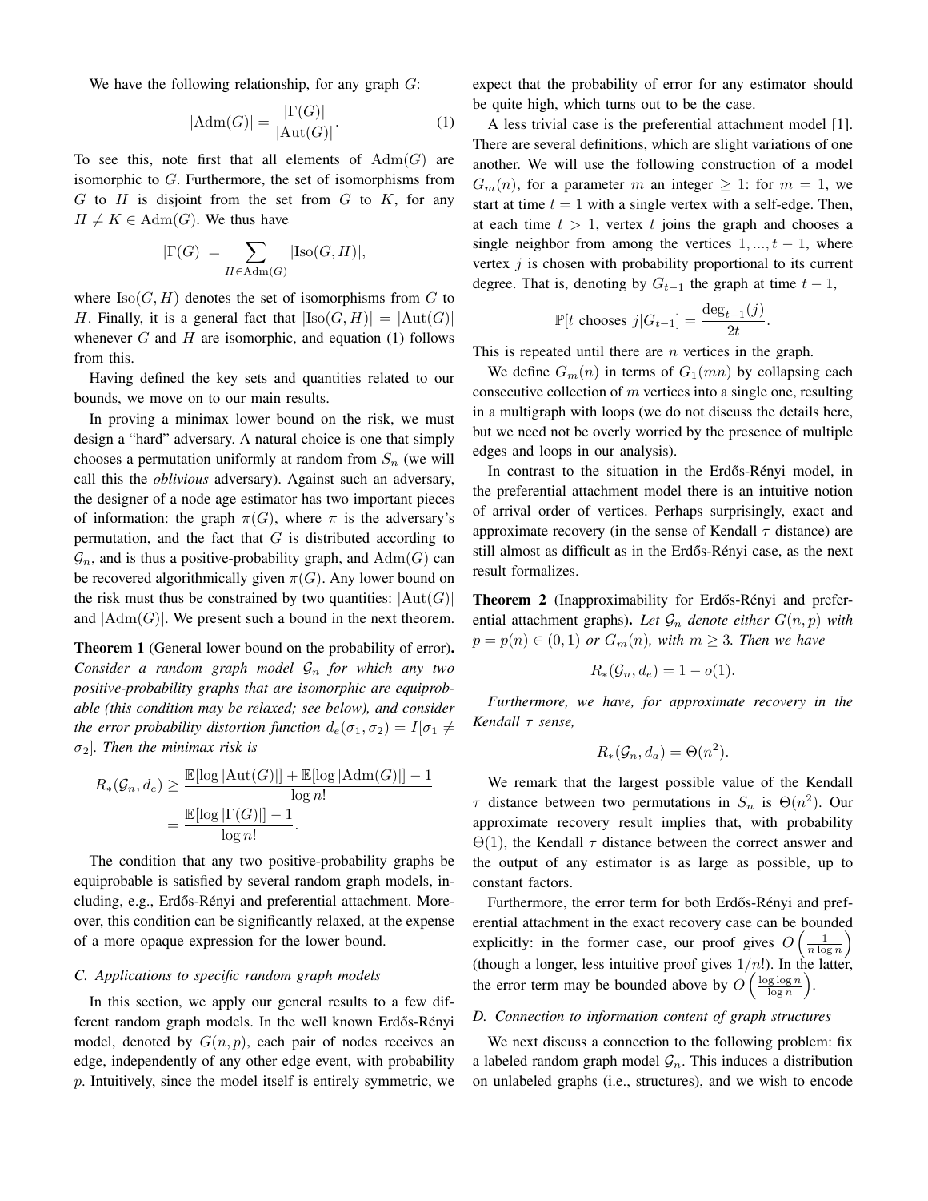We have the following relationship, for any graph $G$:

$$|\mathrm{Adm}(G)| = \frac{|\Gamma(G)|}{|\mathrm{Aut}(G)|}. \quad (1)$$

To see this, note first that all elements of $\mathrm{Adm}(G)$ are isomorphic to $G$. Furthermore, the set of isomorphisms from $G$ to $H$ is disjoint from the set from $G$ to $K$, for any $H \neq K \in \mathrm{Adm}(G)$. We thus have

$$|\Gamma(G)| = \sum_{H \in \mathrm{Adm}(G)} |\mathrm{Iso}(G, H)|,$$

where $\mathrm{Iso}(G, H)$ denotes the set of isomorphisms from $G$ to $H$. Finally, it is a general fact that $|\mathrm{Iso}(G, H)| = |\mathrm{Aut}(G)|$ whenever $G$ and $H$ are isomorphic, and equation (1) follows from this.

Having defined the key sets and quantities related to our bounds, we move on to our main results.

In proving a minimax lower bound on the risk, we must design a "hard" adversary. A natural choice is one that simply chooses a permutation uniformly at random from $S_n$ (we will call this the *oblivious* adversary). Against such an adversary, the designer of a node age estimator has two important pieces of information: the graph $\pi(G)$, where $\pi$ is the adversary's permutation, and the fact that $G$ is distributed according to $\mathcal{G}_n$, and is thus a positive-probability graph, and $\mathrm{Adm}(G)$ can be recovered algorithmically given $\pi(G)$. Any lower bound on the risk must thus be constrained by two quantities: $|\mathrm{Aut}(G)|$ and $|\mathrm{Adm}(G)|$. We present such a bound in the next theorem.

**Theorem 1** (General lower bound on the probability of error)**.** *Consider a random graph model $\mathcal{G}_n$ for which any two positive-probability graphs that are isomorphic are equiprobable (this condition may be relaxed; see below), and consider the error probability distortion function $d_e(\sigma_1, \sigma_2) = I[\sigma_1 \neq \sigma_2]$. Then the minimax risk is*

$$R_*(\mathcal{G}_n, d_e) \geq \frac{\mathbb{E}[\log|\mathrm{Aut}(G)|] + \mathbb{E}[\log|\mathrm{Adm}(G)|] - 1}{\log n!} = \frac{\mathbb{E}[\log|\Gamma(G)|] - 1}{\log n!}.$$

The condition that any two positive-probability graphs be equiprobable is satisfied by several random graph models, including, e.g., Erdős-Rényi and preferential attachment. Moreover, this condition can be significantly relaxed, at the expense of a more opaque expression for the lower bound.

### C. Applications to specific random graph models

In this section, we apply our general results to a few different random graph models. In the well known Erdős-Rényi model, denoted by $G(n, p)$, each pair of nodes receives an edge, independently of any other edge event, with probability $p$. Intuitively, since the model itself is entirely symmetric, we expect that the probability of error for any estimator should be quite high, which turns out to be the case.

A less trivial case is the preferential attachment model [1]. There are several definitions, which are slight variations of one another. We will use the following construction of a model $G_m(n)$, for a parameter $m$ an integer $\geq 1$: for $m = 1$, we start at time $t = 1$ with a single vertex with a self-edge. Then, at each time $t > 1$, vertex $t$ joins the graph and chooses a single neighbor from among the vertices $1, ..., t-1$, where vertex $j$ is chosen with probability proportional to its current degree. That is, denoting by $G_{t-1}$ the graph at time $t-1$,

$$\mathbb{P}[t \text{ chooses } j | G_{t-1}] = \frac{\deg_{t-1}(j)}{2t}.$$

This is repeated until there are $n$ vertices in the graph.

We define $G_m(n)$ in terms of $G_1(mn)$ by collapsing each consecutive collection of $m$ vertices into a single one, resulting in a multigraph with loops (we do not discuss the details here, but we need not be overly worried by the presence of multiple edges and loops in our analysis).

In contrast to the situation in the Erdős-Rényi model, in the preferential attachment model there is an intuitive notion of arrival order of vertices. Perhaps surprisingly, exact and approximate recovery (in the sense of Kendall $\tau$ distance) are still almost as difficult as in the Erdős-Rényi case, as the next result formalizes.

**Theorem 2** (Inapproximability for Erdős-Rényi and preferential attachment graphs)**.** *Let $\mathcal{G}_n$ denote either $G(n, p)$ with $p = p(n) \in (0, 1)$ or $G_m(n)$, with $m \geq 3$. Then we have*

$$R_*(\mathcal{G}_n, d_e) = 1 - o(1).$$

*Furthermore, we have, for approximate recovery in the Kendall $\tau$ sense,*

$$R_*(\mathcal{G}_n, d_a) = \Theta(n^2).$$

We remark that the largest possible value of the Kendall $\tau$ distance between two permutations in $S_n$ is $\Theta(n^2)$. Our approximate recovery result implies that, with probability $\Theta(1)$, the Kendall $\tau$ distance between the correct answer and the output of any estimator is as large as possible, up to constant factors.

Furthermore, the error term for both Erdős-Rényi and preferential attachment in the exact recovery case can be bounded explicitly: in the former case, our proof gives $O\left(\frac{1}{n \log n}\right)$ (though a longer, less intuitive proof gives $1/n!$). In the latter, the error term may be bounded above by $O\left(\frac{\log\log n}{\log n}\right)$.

### D. Connection to information content of graph structures

We next discuss a connection to the following problem: fix a labeled random graph model $\mathcal{G}_n$. This induces a distribution on unlabeled graphs (i.e., structures), and we wish to encode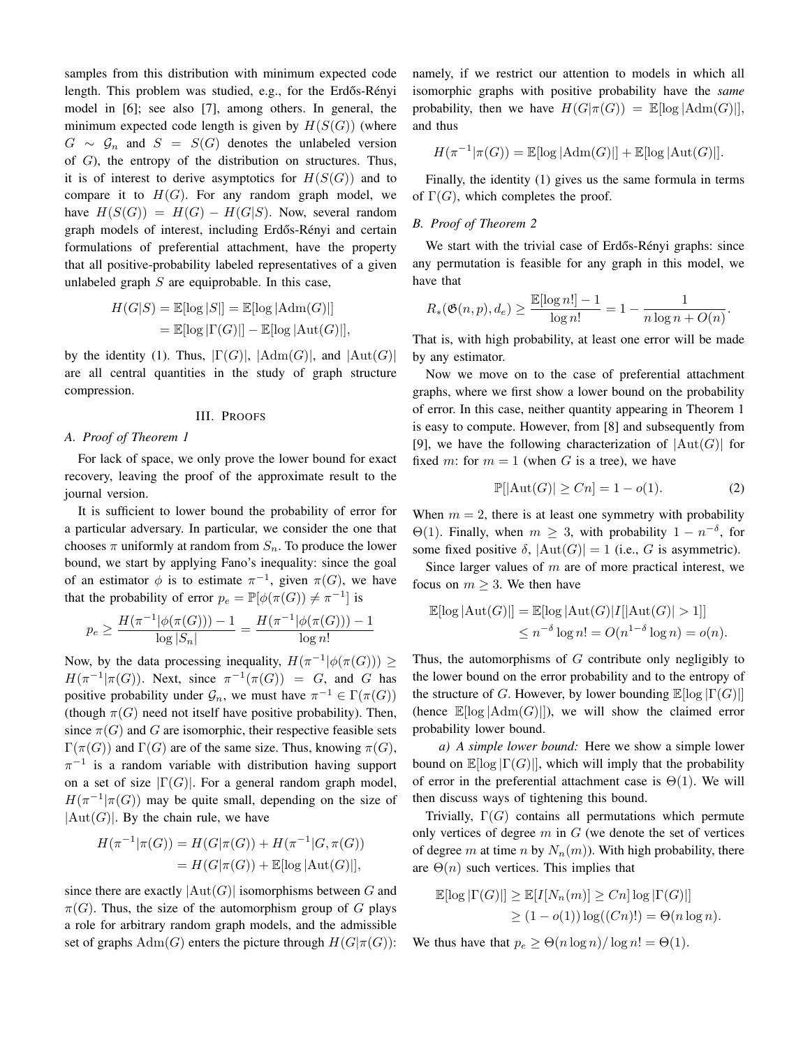samples from this distribution with minimum expected code length. This problem was studied, e.g., for the Erdős-Rényi model in [6]; see also [7], among others. In general, the minimum expected code length is given by $H(S(G))$ (where $G \sim \mathcal{G}_n$ and $S = S(G)$ denotes the unlabeled version of $G$), the entropy of the distribution on structures. Thus, it is of interest to derive asymptotics for $H(S(G))$ and to compare it to $H(G)$. For any random graph model, we have $H(S(G)) = H(G) - H(G|S)$. Now, several random graph models of interest, including Erdős-Rényi and certain formulations of preferential attachment, have the property that all positive-probability labeled representatives of a given unlabeled graph $S$ are equiprobable. In this case,

$$
\begin{aligned}
H(G|S) &= \mathbb{E}[\log |S|] = \mathbb{E}[\log |\mathrm{Adm}(G)|] \\
&= \mathbb{E}[\log |\Gamma(G)|] - \mathbb{E}[\log |\mathrm{Aut}(G)|],
\end{aligned}
$$

by the identity (1). Thus, $|\Gamma(G)|$, $|\mathrm{Adm}(G)|$, and $|\mathrm{Aut}(G)|$ are all central quantities in the study of graph structure compression.

## III. Proofs

### A. Proof of Theorem 1

For lack of space, we only prove the lower bound for exact recovery, leaving the proof of the approximate result to the journal version.

It is sufficient to lower bound the probability of error for a particular adversary. In particular, we consider the one that chooses $\pi$ uniformly at random from $S_n$. To produce the lower bound, we start by applying Fano's inequality: since the goal of an estimator $\phi$ is to estimate $\pi^{-1}$, given $\pi(G)$, we have that the probability of error $p_e = \mathbb{P}[\phi(\pi(G)) \neq \pi^{-1}]$ is

$$
p_e \geq \frac{H(\pi^{-1}|\phi(\pi(G))) - 1}{\log |S_n|} = \frac{H(\pi^{-1}|\phi(\pi(G))) - 1}{\log n!}
$$

Now, by the data processing inequality, $H(\pi^{-1}|\phi(\pi(G))) \geq H(\pi^{-1}|\pi(G))$. Next, since $\pi^{-1}(\pi(G)) = G$, and $G$ has positive probability under $\mathcal{G}_n$, we must have $\pi^{-1} \in \Gamma(\pi(G))$ (though $\pi(G)$ need not itself have positive probability). Then, since $\pi(G)$ and $G$ are isomorphic, their respective feasible sets $\Gamma(\pi(G))$ and $\Gamma(G)$ are of the same size. Thus, knowing $\pi(G)$, $\pi^{-1}$ is a random variable with distribution having support on a set of size $|\Gamma(G)|$. For a general random graph model, $H(\pi^{-1}|\pi(G))$ may be quite small, depending on the size of $|\mathrm{Aut}(G)|$. By the chain rule, we have

$$
\begin{aligned}
H(\pi^{-1}|\pi(G)) &= H(G|\pi(G)) + H(\pi^{-1}|G, \pi(G)) \\
&= H(G|\pi(G)) + \mathbb{E}[\log |\mathrm{Aut}(G)|],
\end{aligned}
$$

since there are exactly $|\mathrm{Aut}(G)|$ isomorphisms between $G$ and $\pi(G)$. Thus, the size of the automorphism group of $G$ plays a role for arbitrary random graph models, and the admissible set of graphs $\mathrm{Adm}(G)$ enters the picture through $H(G|\pi(G))$: namely, if we restrict our attention to models in which all isomorphic graphs with positive probability have the *same* probability, then we have $H(G|\pi(G)) = \mathbb{E}[\log |\mathrm{Adm}(G)|]$, and thus

$$
H(\pi^{-1}|\pi(G)) = \mathbb{E}[\log |\mathrm{Adm}(G)|] + \mathbb{E}[\log |\mathrm{Aut}(G)|].
$$

Finally, the identity (1) gives us the same formula in terms of $\Gamma(G)$, which completes the proof.

### B. Proof of Theorem 2

We start with the trivial case of Erdős-Rényi graphs: since any permutation is feasible for any graph in this model, we have that

$$
R_*(\mathfrak{G}(n,p), d_e) \geq \frac{\mathbb{E}[\log n!] - 1}{\log n!} = 1 - \frac{1}{n \log n + O(n)}.
$$

That is, with high probability, at least one error will be made by any estimator.

Now we move on to the case of preferential attachment graphs, where we first show a lower bound on the probability of error. In this case, neither quantity appearing in Theorem 1 is easy to compute. However, from [8] and subsequently from [9], we have the following characterization of $|\mathrm{Aut}(G)|$ for fixed $m$: for $m = 1$ (when $G$ is a tree), we have

$$
\mathbb{P}[|\mathrm{Aut}(G)| \geq Cn] = 1 - o(1). \tag{2}
$$

When $m = 2$, there is at least one symmetry with probability $\Theta(1)$. Finally, when $m \geq 3$, with probability $1 - n^{-\delta}$, for some fixed positive $\delta$, $|\mathrm{Aut}(G)| = 1$ (i.e., $G$ is asymmetric).

Since larger values of $m$ are of more practical interest, we focus on $m \geq 3$. We then have

$$
\begin{aligned}
\mathbb{E}[\log |\mathrm{Aut}(G)|] &= \mathbb{E}[\log |\mathrm{Aut}(G)| I[|\mathrm{Aut}(G)| > 1]] \\
&\leq n^{-\delta} \log n! = O(n^{1-\delta} \log n) = o(n).
\end{aligned}
$$

Thus, the automorphisms of $G$ contribute only negligibly to the lower bound on the error probability and to the entropy of the structure of $G$. However, by lower bounding $\mathbb{E}[\log |\Gamma(G)|]$ (hence $\mathbb{E}[\log |\mathrm{Adm}(G)|]$), we will show the claimed error probability lower bound.

*a) A simple lower bound:* Here we show a simple lower bound on $\mathbb{E}[\log |\Gamma(G)|]$, which will imply that the probability of error in the preferential attachment case is $\Theta(1)$. We will then discuss ways of tightening this bound.

Trivially, $\Gamma(G)$ contains all permutations which permute only vertices of degree $m$ in $G$ (we denote the set of vertices of degree $m$ at time $n$ by $N_n(m)$). With high probability, there are $\Theta(n)$ such vertices. This implies that

$$
\begin{aligned}
\mathbb{E}[\log |\Gamma(G)|] &\geq \mathbb{E}[I[N_n(m)] \geq Cn] \log |\Gamma(G)|] \\
&\geq (1 - o(1)) \log((Cn)!) = \Theta(n \log n).
\end{aligned}
$$

We thus have that $p_e \geq \Theta(n \log n)/\log n! = \Theta(1)$.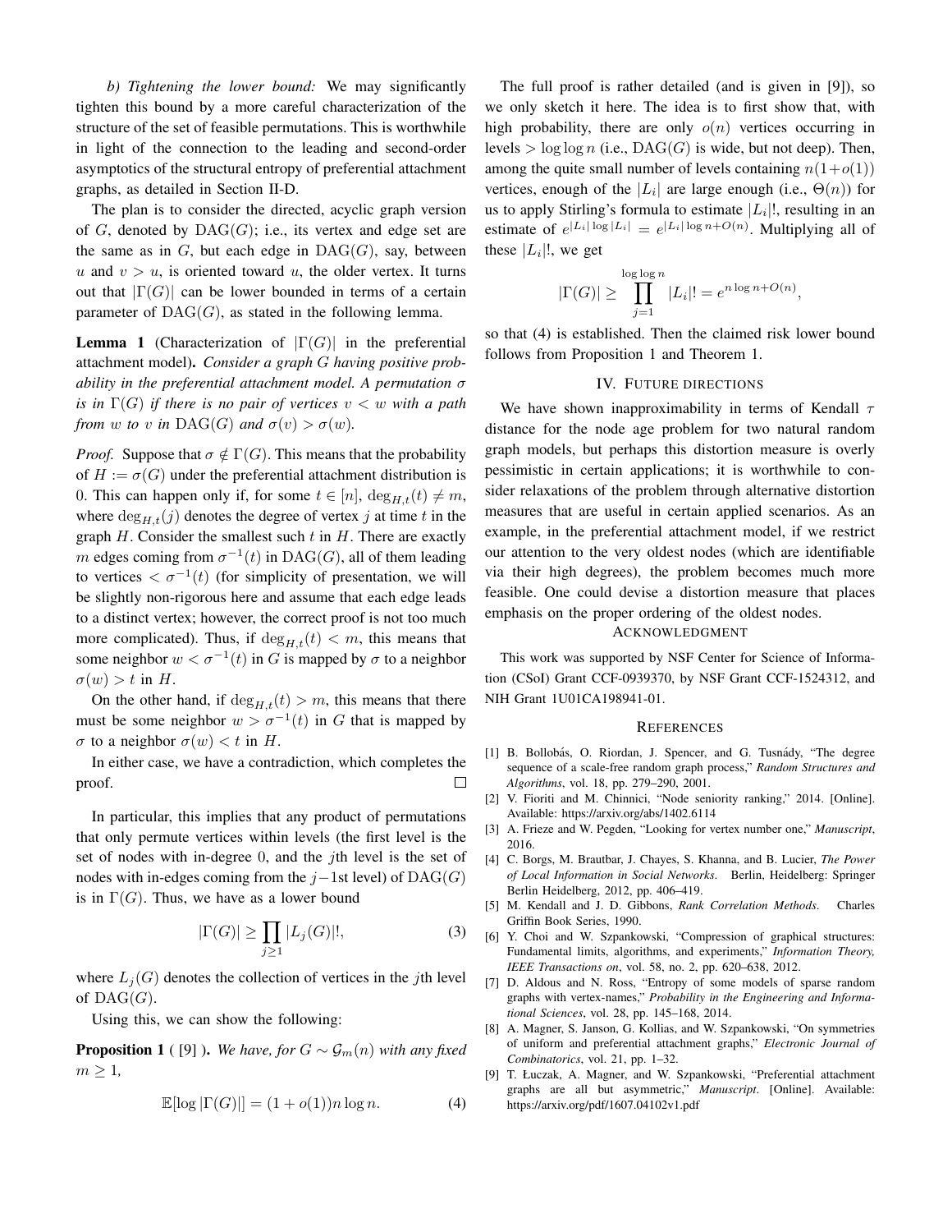*b) Tightening the lower bound:* We may significantly tighten this bound by a more careful characterization of the structure of the set of feasible permutations. This is worthwhile in light of the connection to the leading and second-order asymptotics of the structural entropy of preferential attachment graphs, as detailed in Section II-D.

The plan is to consider the directed, acyclic graph version of $G$, denoted by $\mathrm{DAG}(G)$; i.e., its vertex and edge set are the same as in $G$, but each edge in $\mathrm{DAG}(G)$, say, between $u$ and $v > u$, is oriented toward $u$, the older vertex. It turns out that $|\Gamma(G)|$ can be lower bounded in terms of a certain parameter of $\mathrm{DAG}(G)$, as stated in the following lemma.

**Lemma 1** (Characterization of $|\Gamma(G)|$ in the preferential attachment model)**.** *Consider a graph $G$ having positive probability in the preferential attachment model. A permutation $\sigma$ is in $\Gamma(G)$ if there is no pair of vertices $v < w$ with a path from $w$ to $v$ in $\mathrm{DAG}(G)$ and $\sigma(v) > \sigma(w)$.*

*Proof.* Suppose that $\sigma \notin \Gamma(G)$. This means that the probability of $H := \sigma(G)$ under the preferential attachment distribution is 0. This can happen only if, for some $t \in [n]$, $\deg_{H,t}(t) \neq m$, where $\deg_{H,t}(j)$ denotes the degree of vertex $j$ at time $t$ in the graph $H$. Consider the smallest such $t$ in $H$. There are exactly $m$ edges coming from $\sigma^{-1}(t)$ in $\mathrm{DAG}(G)$, all of them leading to vertices $< \sigma^{-1}(t)$ (for simplicity of presentation, we will be slightly non-rigorous here and assume that each edge leads to a distinct vertex; however, the correct proof is not too much more complicated). Thus, if $\deg_{H,t}(t) < m$, this means that some neighbor $w < \sigma^{-1}(t)$ in $G$ is mapped by $\sigma$ to a neighbor $\sigma(w) > t$ in $H$.

On the other hand, if $\deg_{H,t}(t) > m$, this means that there must be some neighbor $w > \sigma^{-1}(t)$ in $G$ that is mapped by $\sigma$ to a neighbor $\sigma(w) < t$ in $H$.

In either case, we have a contradiction, which completes the proof. □

In particular, this implies that any product of permutations that only permute vertices within levels (the first level is the set of nodes with in-degree 0, and the $j$th level is the set of nodes with in-edges coming from the $j-1$st level) of $\mathrm{DAG}(G)$ is in $\Gamma(G)$. Thus, we have as a lower bound

$$|\Gamma(G)| \geq \prod_{j \geq 1} |L_j(G)|!, \tag{3}$$

where $L_j(G)$ denotes the collection of vertices in the $j$th level of $\mathrm{DAG}(G)$.

Using this, we can show the following:

**Proposition 1** ( [9] )**.** *We have, for $G \sim \mathcal{G}_m(n)$ with any fixed $m \geq 1$,*

$$\mathbb{E}[\log |\Gamma(G)|] = (1 + o(1)) n \log n. \tag{4}$$

The full proof is rather detailed (and is given in [9]), so we only sketch it here. The idea is to first show that, with high probability, there are only $o(n)$ vertices occurring in levels $> \log\log n$ (i.e., $\mathrm{DAG}(G)$ is wide, but not deep). Then, among the quite small number of levels containing $n(1+o(1))$ vertices, enough of the $|L_i|$ are large enough (i.e., $\Theta(n)$) for us to apply Stirling's formula to estimate $|L_i|!$, resulting in an estimate of $e^{|L_i| \log |L_i|} = e^{|L_i| \log n + O(n)}$. Multiplying all of these $|L_i|!$, we get

$$|\Gamma(G)| \geq \prod_{j=1}^{\log\log n} |L_i|! = e^{n \log n + O(n)},$$

so that (4) is established. Then the claimed risk lower bound follows from Proposition 1 and Theorem 1.

## IV. Future directions

We have shown inapproximability in terms of Kendall $\tau$ distance for the node age problem for two natural random graph models, but perhaps this distortion measure is overly pessimistic in certain applications; it is worthwhile to consider relaxations of the problem through alternative distortion measures that are useful in certain applied scenarios. As an example, in the preferential attachment model, if we restrict our attention to the very oldest nodes (which are identifiable via their high degrees), the problem becomes much more feasible. One could devise a distortion measure that places emphasis on the proper ordering of the oldest nodes.

## Acknowledgment

This work was supported by NSF Center for Science of Information (CSoI) Grant CCF-0939370, by NSF Grant CCF-1524312, and NIH Grant 1U01CA198941-01.

## References

[1] B. Bollobás, O. Riordan, J. Spencer, and G. Tusnády, "The degree sequence of a scale-free random graph process," *Random Structures and Algorithms*, vol. 18, pp. 279–290, 2001.

[2] V. Fioriti and M. Chinnici, "Node seniority ranking," 2014. [Online]. Available: https://arxiv.org/abs/1402.6114

[3] A. Frieze and W. Pegden, "Looking for vertex number one," *Manuscript*, 2016.

[4] C. Borgs, M. Brautbar, J. Chayes, S. Khanna, and B. Lucier, *The Power of Local Information in Social Networks*. Berlin, Heidelberg: Springer Berlin Heidelberg, 2012, pp. 406–419.

[5] M. Kendall and J. D. Gibbons, *Rank Correlation Methods*. Charles Griffin Book Series, 1990.

[6] Y. Choi and W. Szpankowski, "Compression of graphical structures: Fundamental limits, algorithms, and experiments," *Information Theory, IEEE Transactions on*, vol. 58, no. 2, pp. 620–638, 2012.

[7] D. Aldous and N. Ross, "Entropy of some models of sparse random graphs with vertex-names," *Probability in the Engineering and Informational Sciences*, vol. 28, pp. 145–168, 2014.

[8] A. Magner, S. Janson, G. Kollias, and W. Szpankowski, "On symmetries of uniform and preferential attachment graphs," *Electronic Journal of Combinatorics*, vol. 21, pp. 1–32.

[9] T. Łuczak, A. Magner, and W. Szpankowski, "Preferential attachment graphs are all but asymmetric," *Manuscript*. [Online]. Available: https://arxiv.org/pdf/1607.04102v1.pdf